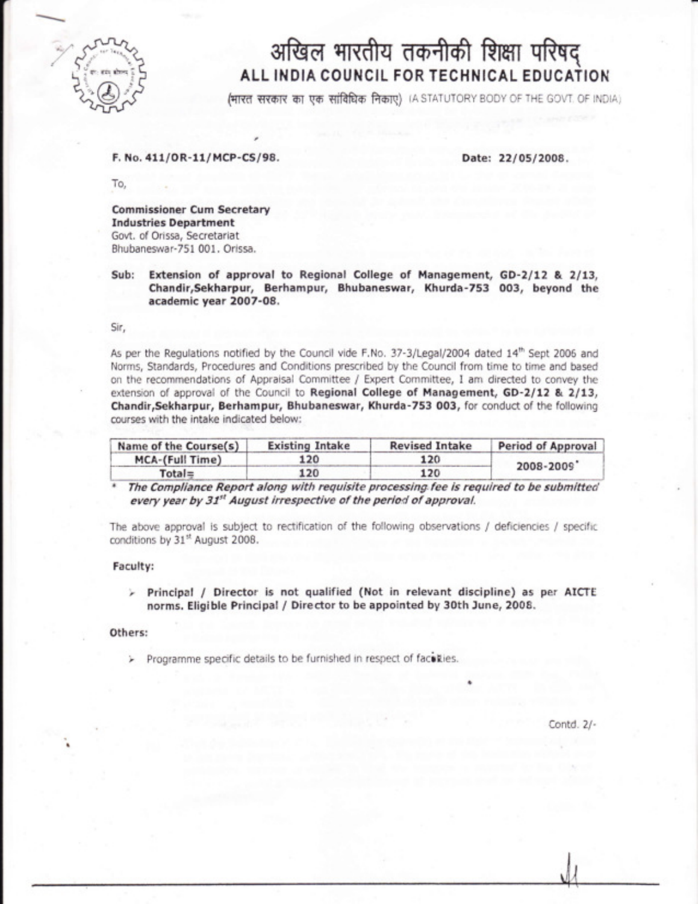# अखिल भारतीय तकनीकी शिक्षा परिषद्
## ALL INDIA COUNCIL FOR TECHNICAL EDUCATION

(भारत सरकार का एक सांविधिक निकाए) (A STATUTORY BODY OF THE GOVT. OF INDIA)

**F. No. 411/OR-11/MCP-CS/98.** **Date: 22/05/2008.**

To,

**Commissioner Cum Secretary**
**Industries Department**
Govt. of Orissa, Secretariat
Bhubaneswar-751 001. Orissa.

**Sub: Extension of approval to Regional College of Management, GD-2/12 & 2/13, Chandir,Sekharpur, Berhampur, Bhubaneswar, Khurda-753 003, beyond the academic year 2007-08.**

Sir,

As per the Regulations notified by the Council vide F.No. 37-3/Legal/2004 dated 14th Sept 2006 and Norms, Standards, Procedures and Conditions prescribed by the Council from time to time and based on the recommendations of Appraisal Committee / Expert Committee, I am directed to convey the extension of approval of the Council to **Regional College of Management, GD-2/12 & 2/13, Chandir,Sekharpur, Berhampur, Bhubaneswar, Khurda-753 003,** for conduct of the following courses with the intake indicated below:

| Name of the Course(s) | Existing Intake | Revised Intake | Period of Approval |
|---|---|---|---|
| MCA-(Full Time) | 120 | 120 | 2008-2009* |
| Total= | 120 | 120 | |

\* *The Compliance Report along with requisite processing fee is required to be submitted every year by 31st August irrespective of the period of approval.*

The above approval is subject to rectification of the following observations / deficiencies / specific conditions by 31st August 2008.

**Faculty:**

- **Principal / Director is not qualified (Not in relevant discipline) as per AICTE norms. Eligible Principal / Director to be appointed by 30th June, 2008.**

**Others:**

- Programme specific details to be furnished in respect of facilities.

Contd. 2/-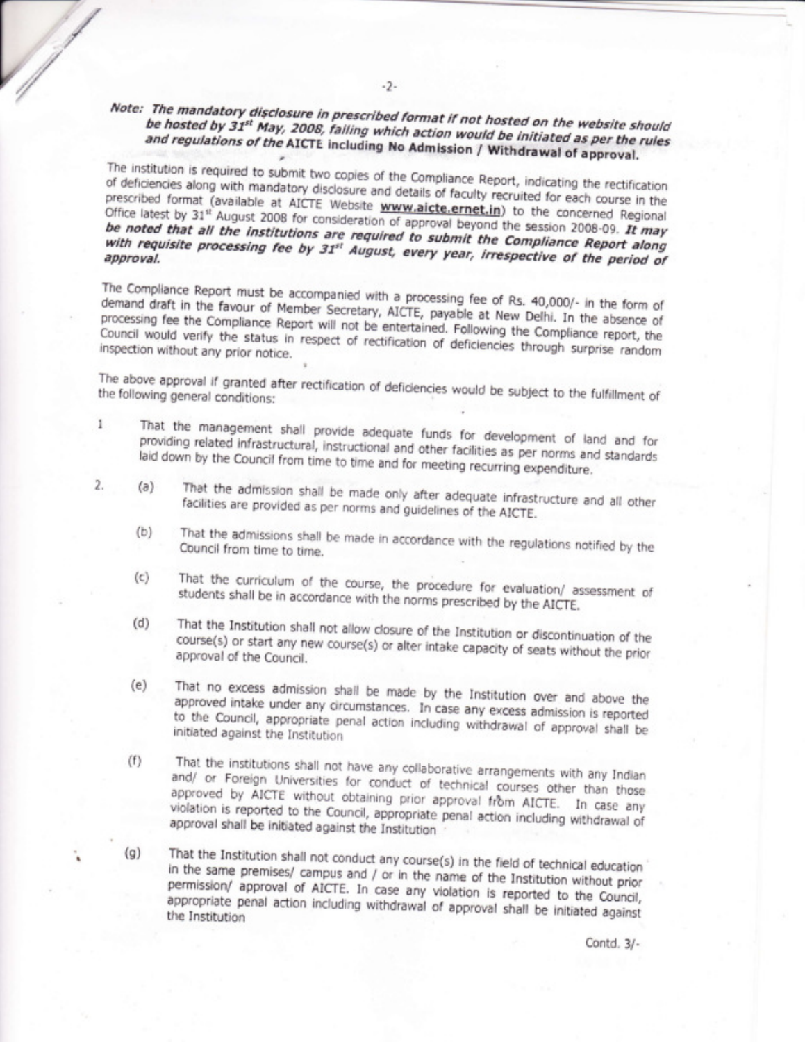***Note: The mandatory disclosure in prescribed format if not hosted on the website should be hosted by 31st May, 2008, failing which action would be initiated as per the rules and regulations of the*** **AICTE including No Admission / Withdrawal of approval.**

The institution is required to submit two copies of the Compliance Report, indicating the rectification of deficiencies along with mandatory disclosure and details of faculty recruited for each course in the prescribed format (available at AICTE Website **www.aicte.ernet.in**) to the concerned Regional Office latest by 31st August 2008 for consideration of approval beyond the session 2008-09. ***It may be noted that all the institutions are required to submit the Compliance Report along with requisite processing fee by 31st August, every year, irrespective of the period of approval.***

The Compliance Report must be accompanied with a processing fee of Rs. 40,000/- in the form of demand draft in the favour of Member Secretary, AICTE, payable at New Delhi. In the absence of processing fee the Compliance Report will not be entertained. Following the Compliance report, the Council would verify the status in respect of rectification of deficiencies through surprise random inspection without any prior notice.

The above approval if granted after rectification of deficiencies would be subject to the fulfillment of the following general conditions:

1. That the management shall provide adequate funds for development of land and for providing related infrastructural, instructional and other facilities as per norms and standards laid down by the Council from time to time and for meeting recurring expenditure.

2.
   - (a) That the admission shall be made only after adequate infrastructure and all other facilities are provided as per norms and guidelines of the AICTE.
   - (b) That the admissions shall be made in accordance with the regulations notified by the Council from time to time.
   - (c) That the curriculum of the course, the procedure for evaluation/ assessment of students shall be in accordance with the norms prescribed by the AICTE.
   - (d) That the Institution shall not allow closure of the Institution or discontinuation of the course(s) or start any new course(s) or alter intake capacity of seats without the prior approval of the Council.
   - (e) That no excess admission shall be made by the Institution over and above the approved intake under any circumstances. In case any excess admission is reported to the Council, appropriate penal action including withdrawal of approval shall be initiated against the Institution
   - (f) That the institutions shall not have any collaborative arrangements with any Indian and/ or Foreign Universities for conduct of technical courses other than those approved by AICTE without obtaining prior approval from AICTE. In case any violation is reported to the Council, appropriate penal action including withdrawal of approval shall be initiated against the Institution
   - (g) That the Institution shall not conduct any course(s) in the field of technical education in the same premises/ campus and / or in the name of the Institution without prior permission/ approval of AICTE. In case any violation is reported to the Council, appropriate penal action including withdrawal of approval shall be initiated against the Institution

Contd. 3/-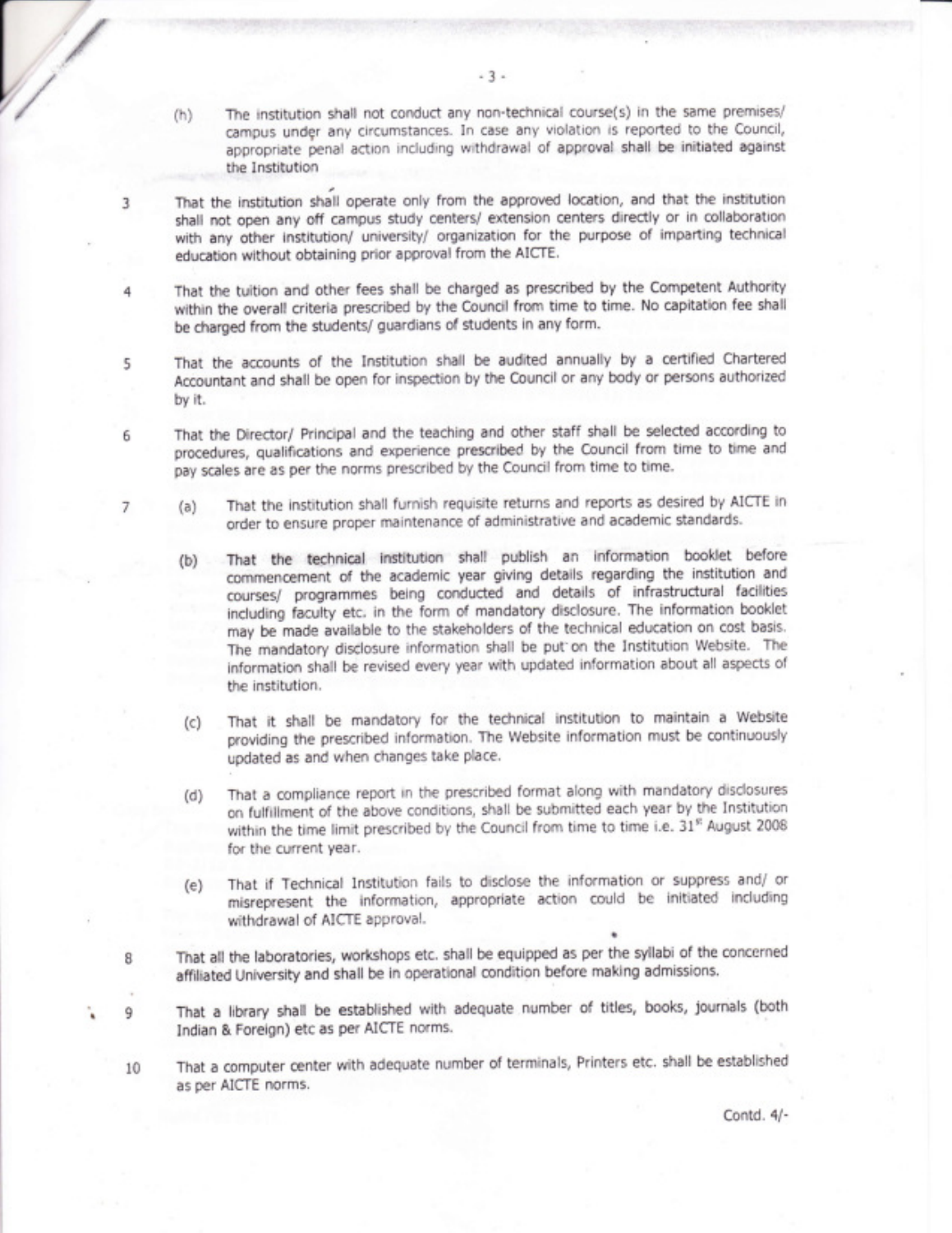(h) The institution shall not conduct any non-technical course(s) in the same premises/ campus under any circumstances. In case any violation is reported to the Council, appropriate penal action including withdrawal of approval shall be initiated against the Institution

3 That the institution shall operate only from the approved location, and that the institution shall not open any off campus study centers/ extension centers directly or in collaboration with any other institution/ university/ organization for the purpose of imparting technical education without obtaining prior approval from the AICTE.

4 That the tuition and other fees shall be charged as prescribed by the Competent Authority within the overall criteria prescribed by the Council from time to time. No capitation fee shall be charged from the students/ guardians of students in any form.

5 That the accounts of the Institution shall be audited annually by a certified Chartered Accountant and shall be open for inspection by the Council or any body or persons authorized by it.

6 That the Director/ Principal and the teaching and other staff shall be selected according to procedures, qualifications and experience prescribed by the Council from time to time and pay scales are as per the norms prescribed by the Council from time to time.

7 (a) That the institution shall furnish requisite returns and reports as desired by AICTE in order to ensure proper maintenance of administrative and academic standards.

(b) That the technical institution shall publish an information booklet before commencement of the academic year giving details regarding the institution and courses/ programmes being conducted and details of infrastructural facilities including faculty etc. in the form of mandatory disclosure. The information booklet may be made available to the stakeholders of the technical education on cost basis. The mandatory disclosure information shall be put on the Institution Website. The information shall be revised every year with updated information about all aspects of the institution.

(c) That it shall be mandatory for the technical institution to maintain a Website providing the prescribed information. The Website information must be continuously updated as and when changes take place.

(d) That a compliance report in the prescribed format along with mandatory disclosures on fulfillment of the above conditions, shall be submitted each year by the Institution within the time limit prescribed by the Council from time to time i.e. 31st August 2008 for the current year.

(e) That if Technical Institution fails to disclose the information or suppress and/ or misrepresent the information, appropriate action could be initiated including withdrawal of AICTE approval.

8 That all the laboratories, workshops etc. shall be equipped as per the syllabi of the concerned affiliated University and shall be in operational condition before making admissions.

9 That a library shall be established with adequate number of titles, books, journals (both Indian & Foreign) etc as per AICTE norms.

10 That a computer center with adequate number of terminals, Printers etc. shall be established as per AICTE norms.

Contd. 4/-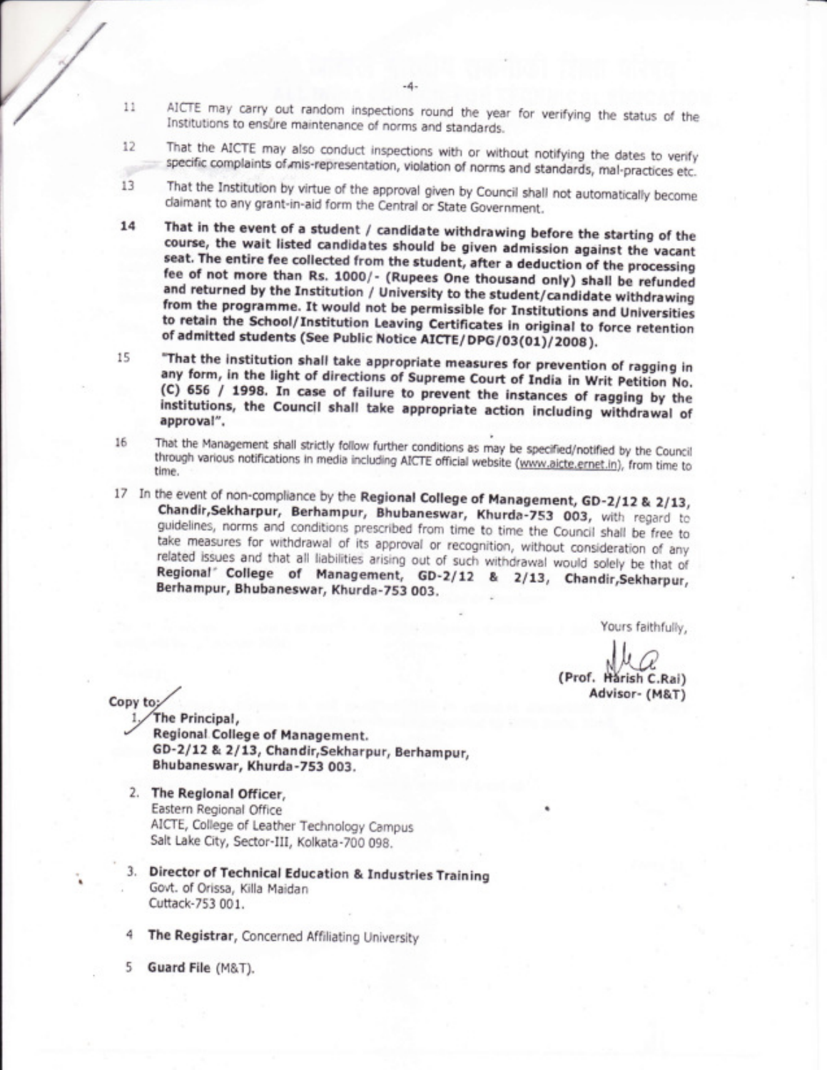11 AICTE may carry out random inspections round the year for verifying the status of the Institutions to ensure maintenance of norms and standards.

12 That the AICTE may also conduct inspections with or without notifying the dates to verify specific complaints of mis-representation, violation of norms and standards, mal-practices etc.

13 That the Institution by virtue of the approval given by Council shall not automatically become claimant to any grant-in-aid form the Central or State Government.

**14 That in the event of a student / candidate withdrawing before the starting of the course, the wait listed candidates should be given admission against the vacant seat. The entire fee collected from the student, after a deduction of the processing fee of not more than Rs. 1000/- (Rupees One thousand only) shall be refunded and returned by the Institution / University to the student/candidate withdrawing from the programme. It would not be permissible for Institutions and Universities to retain the School/Institution Leaving Certificates in original to force retention of admitted students (See Public Notice AICTE/DPG/03(01)/2008).**

15 **"That the institution shall take appropriate measures for prevention of ragging in any form, in the light of directions of Supreme Court of India in Writ Petition No. (C) 656 / 1998. In case of failure to prevent the instances of ragging by the institutions, the Council shall take appropriate action including withdrawal of approval".**

16 That the Management shall strictly follow further conditions as may be specified/notified by the Council through various notifications in media including AICTE official website (www.aicte.ernet.in), from time to time.

17 In the event of non-compliance by the **Regional College of Management, GD-2/12 & 2/13, Chandir,Sekharpur, Berhampur, Bhubaneswar, Khurda-753 003,** with regard to guidelines, norms and conditions prescribed from time to time the Council shall be free to take measures for withdrawal of its approval or recognition, without consideration of any related issues and that all liabilities arising out of such withdrawal would solely be that of **Regional College of Management, GD-2/12 & 2/13, Chandir,Sekharpur, Berhampur, Bhubaneswar, Khurda-753 003.**

Yours faithfully,

**(Prof. Harish C.Rai)**
**Advisor- (M&T)**

Copy to:

1. **The Principal,**
   **Regional College of Management.**
   **GD-2/12 & 2/13, Chandir,Sekharpur, Berhampur,**
   **Bhubaneswar, Khurda-753 003.**

2. **The Regional Officer,**
   Eastern Regional Office
   AICTE, College of Leather Technology Campus
   Salt Lake City, Sector-III, Kolkata-700 098.

3. **Director of Technical Education & Industries Training**
   Govt. of Orissa, Killa Maidan
   Cuttack-753 001.

4. **The Registrar,** Concerned Affiliating University

5. **Guard File** (M&T).